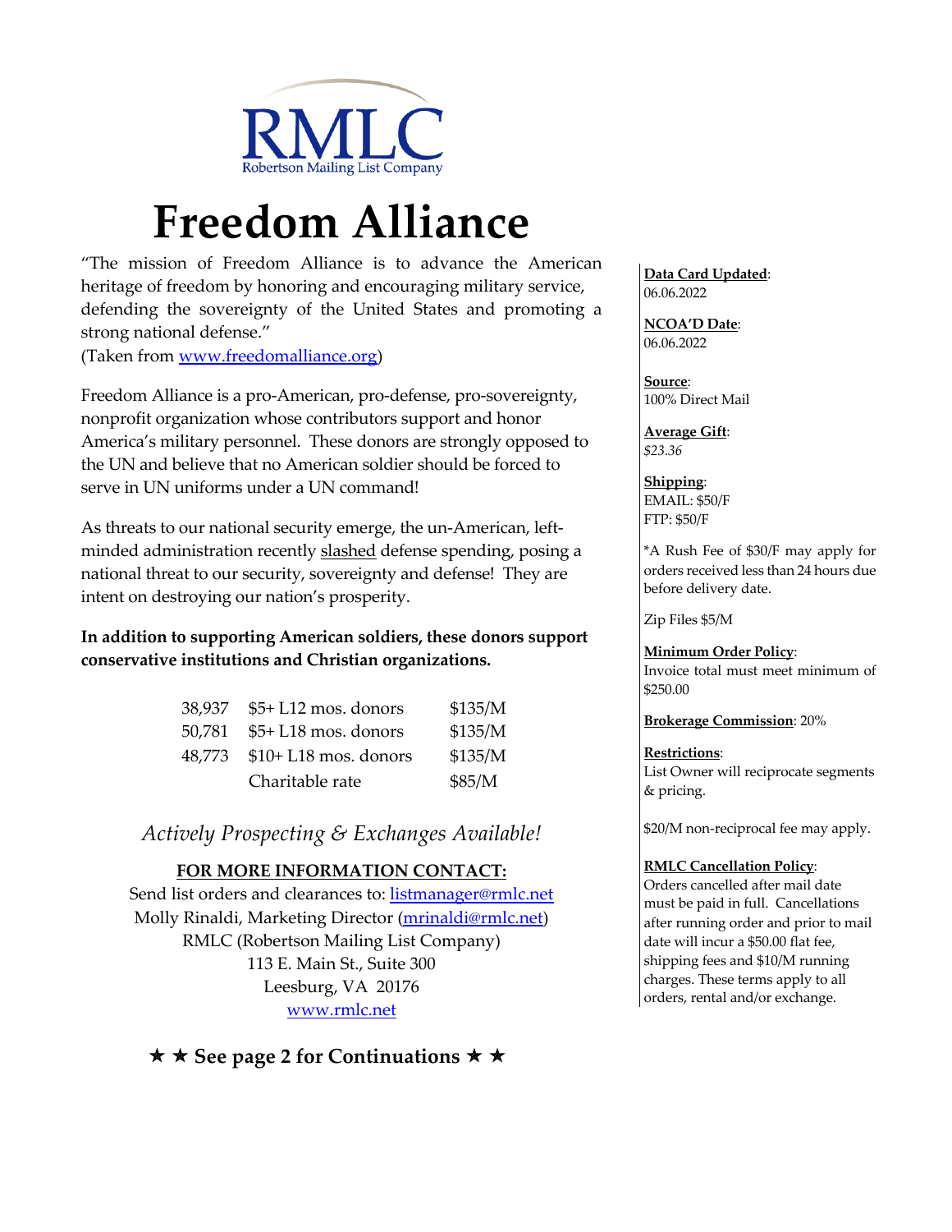RMLC
Robertson Mailing List Company

# Freedom Alliance

"The mission of Freedom Alliance is to advance the American heritage of freedom by honoring and encouraging military service, defending the sovereignty of the United States and promoting a strong national defense."
(Taken from www.freedomalliance.org)

Freedom Alliance is a pro-American, pro-defense, pro-sovereignty, nonprofit organization whose contributors support and honor America's military personnel. These donors are strongly opposed to the UN and believe that no American soldier should be forced to serve in UN uniforms under a UN command!

As threats to our national security emerge, the un-American, left-minded administration recently slashed defense spending, posing a national threat to our security, sovereignty and defense! They are intent on destroying our nation's prosperity.

**In addition to supporting American soldiers, these donors support conservative institutions and Christian organizations.**

| | | |
|---|---|---|
| 38,937 | $5+ L12 mos. donors | $135/M |
| 50,781 | $5+ L18 mos. donors | $135/M |
| 48,773 | $10+ L18 mos. donors | $135/M |
| | Charitable rate | $85/M |

*Actively Prospecting & Exchanges Available!*

**FOR MORE INFORMATION CONTACT:**

Send list orders and clearances to: listmanager@rmlc.net
Molly Rinaldi, Marketing Director (mrinaldi@rmlc.net)
RMLC (Robertson Mailing List Company)
113 E. Main St., Suite 300
Leesburg, VA 20176
www.rmlc.net

**★ ★ See page 2 for Continuations ★ ★**

**Data Card Updated**:
06.06.2022

**NCOA'D Date**:
06.06.2022

**Source**:
100% Direct Mail

**Average Gift**:
*$23.36*

**Shipping**:
EMAIL: $50/F
FTP: $50/F

*A Rush Fee of $30/F may apply for orders received less than 24 hours due before delivery date.

Zip Files $5/M

**Minimum Order Policy**:
Invoice total must meet minimum of $250.00

**Brokerage Commission**: 20%

**Restrictions**:
List Owner will reciprocate segments & pricing.

$20/M non-reciprocal fee may apply.

**RMLC Cancellation Policy**:
Orders cancelled after mail date must be paid in full. Cancellations after running order and prior to mail date will incur a $50.00 flat fee, shipping fees and $10/M running charges. These terms apply to all orders, rental and/or exchange.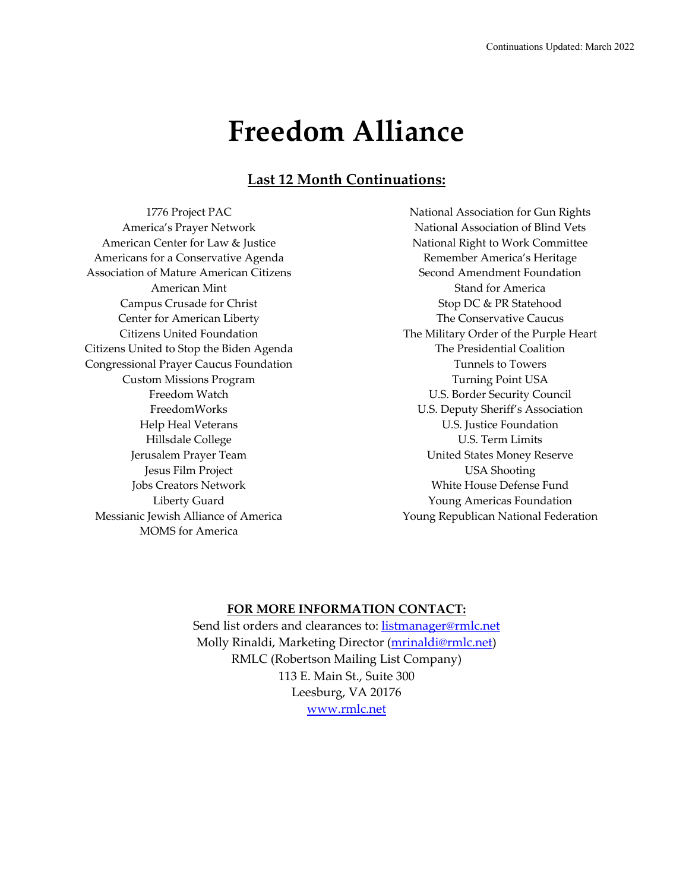Continuations Updated: March 2022

# Freedom Alliance

## Last 12 Month Continuations:

1776 Project PAC
America's Prayer Network
American Center for Law & Justice
Americans for a Conservative Agenda
Association of Mature American Citizens
American Mint
Campus Crusade for Christ
Center for American Liberty
Citizens United Foundation
Citizens United to Stop the Biden Agenda
Congressional Prayer Caucus Foundation
Custom Missions Program
Freedom Watch
FreedomWorks
Help Heal Veterans
Hillsdale College
Jerusalem Prayer Team
Jesus Film Project
Jobs Creators Network
Liberty Guard
Messianic Jewish Alliance of America
MOMS for America
National Association for Gun Rights
National Association of Blind Vets
National Right to Work Committee
Remember America's Heritage
Second Amendment Foundation
Stand for America
Stop DC & PR Statehood
The Conservative Caucus
The Military Order of the Purple Heart
The Presidential Coalition
Tunnels to Towers
Turning Point USA
U.S. Border Security Council
U.S. Deputy Sheriff's Association
U.S. Justice Foundation
U.S. Term Limits
United States Money Reserve
USA Shooting
White House Defense Fund
Young Americas Foundation
Young Republican National Federation

**FOR MORE INFORMATION CONTACT:**

Send list orders and clearances to: listmanager@rmlc.net
Molly Rinaldi, Marketing Director (mrinaldi@rmlc.net)
RMLC (Robertson Mailing List Company)
113 E. Main St., Suite 300
Leesburg, VA 20176
www.rmlc.net